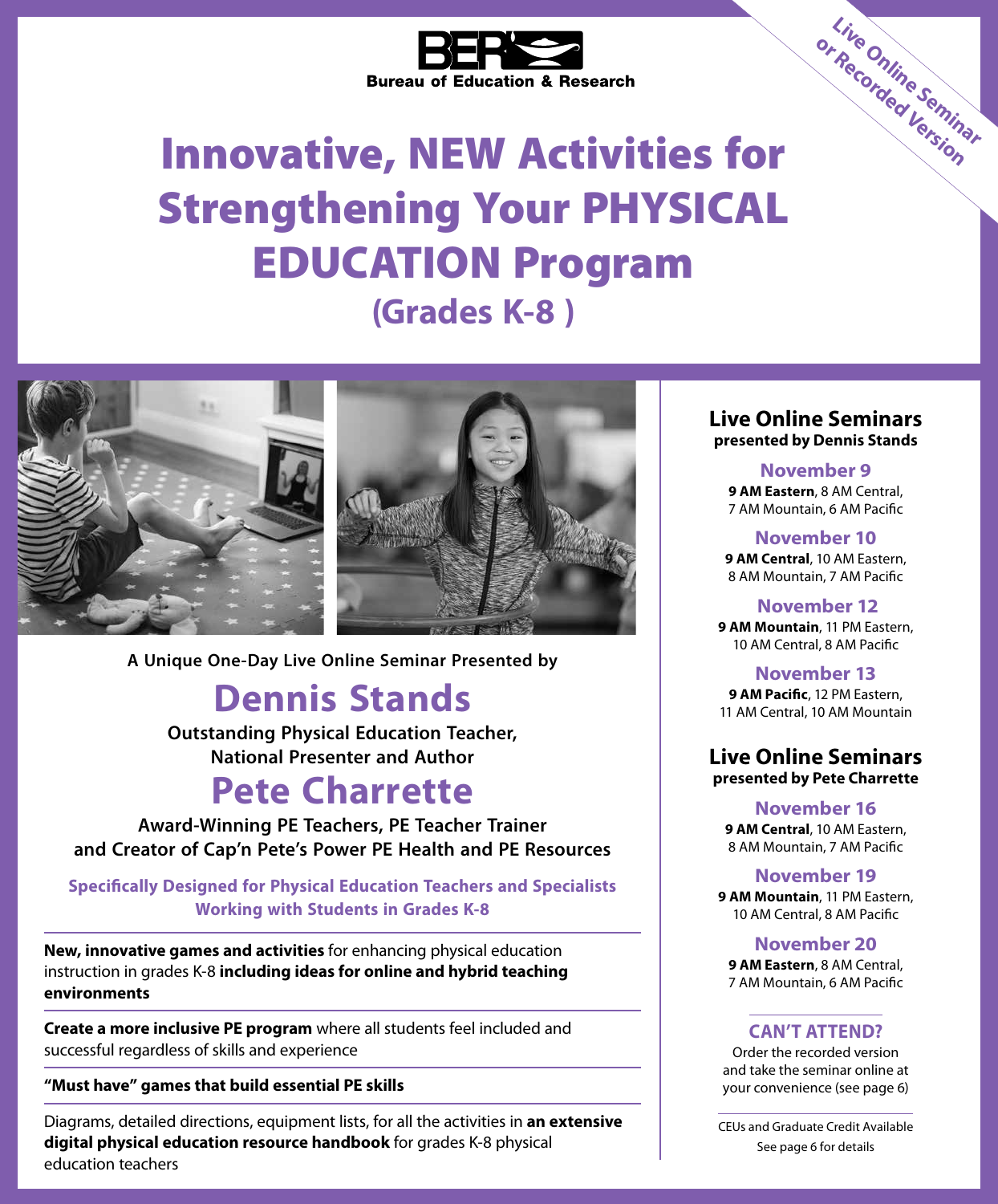Bureau of Education & Research

Live Online Seminar or Recorded Version

# Innovative, NEW Activities for Strengthening Your PHYSICAL EDUCATION Program

## (Grades K-8 )

A Unique One-Day Live Online Seminar Presented by

## Dennis Stands

**Outstanding Physical Education Teacher, National Presenter and Author**

## Pete Charrette

**Award-Winning PE Teachers, PE Teacher Trainer and Creator of Cap'n Pete's Power PE Health and PE Resources**

**Specifically Designed for Physical Education Teachers and Specialists Working with Students in Grades K-8**

**New, innovative games and activities** for enhancing physical education instruction in grades K-8 **including ideas for online and hybrid teaching environments**

**Create a more inclusive PE program** where all students feel included and successful regardless of skills and experience

**"Must have" games that build essential PE skills**

Diagrams, detailed directions, equipment lists, for all the activities in **an extensive digital physical education resource handbook** for grades K-8 physical education teachers

### Live Online Seminars
**presented by Dennis Stands**

**November 9**
**9 AM Eastern**, 8 AM Central, 7 AM Mountain, 6 AM Pacific

**November 10**
**9 AM Central**, 10 AM Eastern, 8 AM Mountain, 7 AM Pacific

**November 12**
**9 AM Mountain**, 11 PM Eastern, 10 AM Central, 8 AM Pacific

**November 13**
**9 AM Pacific**, 12 PM Eastern, 11 AM Central, 10 AM Mountain

### Live Online Seminars
**presented by Pete Charrette**

**November 16**
**9 AM Central**, 10 AM Eastern, 8 AM Mountain, 7 AM Pacific

**November 19**
**9 AM Mountain**, 11 PM Eastern, 10 AM Central, 8 AM Pacific

**November 20**
**9 AM Eastern**, 8 AM Central, 7 AM Mountain, 6 AM Pacific

**CAN'T ATTEND?**

Order the recorded version and take the seminar online at your convenience (see page 6)

CEUs and Graduate Credit Available See page 6 for details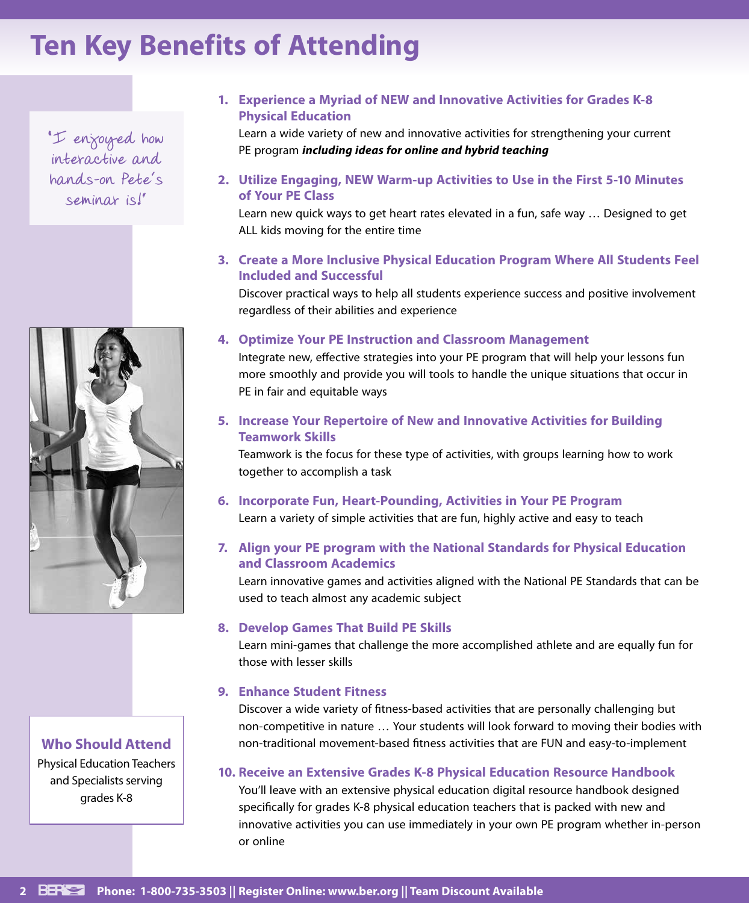# Ten Key Benefits of Attending

"I enjoyed how interactive and hands-on Pete's seminar is!"

1. **Experience a Myriad of NEW and Innovative Activities for Grades K-8 Physical Education**
   Learn a wide variety of new and innovative activities for strengthening your current PE program ***including ideas for online and hybrid teaching***

2. **Utilize Engaging, NEW Warm-up Activities to Use in the First 5-10 Minutes of Your PE Class**
   Learn new quick ways to get heart rates elevated in a fun, safe way … Designed to get ALL kids moving for the entire time

3. **Create a More Inclusive Physical Education Program Where All Students Feel Included and Successful**
   Discover practical ways to help all students experience success and positive involvement regardless of their abilities and experience

4. **Optimize Your PE Instruction and Classroom Management**
   Integrate new, effective strategies into your PE program that will help your lessons fun more smoothly and provide you will tools to handle the unique situations that occur in PE in fair and equitable ways

5. **Increase Your Repertoire of New and Innovative Activities for Building Teamwork Skills**
   Teamwork is the focus for these type of activities, with groups learning how to work together to accomplish a task

6. **Incorporate Fun, Heart-Pounding, Activities in Your PE Program**
   Learn a variety of simple activities that are fun, highly active and easy to teach

7. **Align your PE program with the National Standards for Physical Education and Classroom Academics**
   Learn innovative games and activities aligned with the National PE Standards that can be used to teach almost any academic subject

8. **Develop Games That Build PE Skills**
   Learn mini-games that challenge the more accomplished athlete and are equally fun for those with lesser skills

9. **Enhance Student Fitness**
   Discover a wide variety of fitness-based activities that are personally challenging but non-competitive in nature … Your students will look forward to moving their bodies with non-traditional movement-based fitness activities that are FUN and easy-to-implement

10. **Receive an Extensive Grades K-8 Physical Education Resource Handbook**
    You'll leave with an extensive physical education digital resource handbook designed specifically for grades K-8 physical education teachers that is packed with new and innovative activities you can use immediately in your own PE program whether in-person or online

## Who Should Attend

Physical Education Teachers and Specialists serving grades K-8

**Phone: 1-800-735-3503 || Register Online: www.ber.org || Team Discount Available**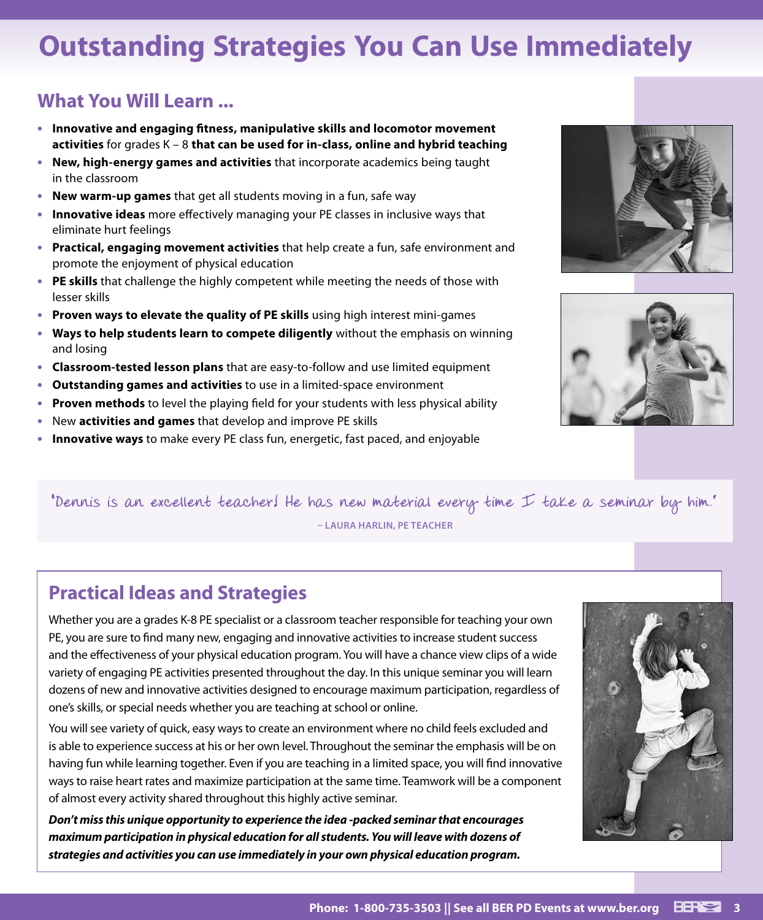# Outstanding Strategies You Can Use Immediately

## What You Will Learn ...

- **Innovative and engaging fitness, manipulative skills and locomotor movement activities** for grades K – 8 **that can be used for in-class, online and hybrid teaching**
- **New, high-energy games and activities** that incorporate academics being taught in the classroom
- **New warm-up games** that get all students moving in a fun, safe way
- **Innovative ideas** more effectively managing your PE classes in inclusive ways that eliminate hurt feelings
- **Practical, engaging movement activities** that help create a fun, safe environment and promote the enjoyment of physical education
- **PE skills** that challenge the highly competent while meeting the needs of those with lesser skills
- **Proven ways to elevate the quality of PE skills** using high interest mini-games
- **Ways to help students learn to compete diligently** without the emphasis on winning and losing
- **Classroom-tested lesson plans** that are easy-to-follow and use limited equipment
- **Outstanding games and activities** to use in a limited-space environment
- **Proven methods** to level the playing field for your students with less physical ability
- New **activities and games** that develop and improve PE skills
- **Innovative ways** to make every PE class fun, energetic, fast paced, and enjoyable

"Dennis is an excellent teacher! He has new material every time I take a seminar by him."

– LAURA HARLIN, PE TEACHER

## Practical Ideas and Strategies

Whether you are a grades K-8 PE specialist or a classroom teacher responsible for teaching your own PE, you are sure to find many new, engaging and innovative activities to increase student success and the effectiveness of your physical education program. You will have a chance view clips of a wide variety of engaging PE activities presented throughout the day. In this unique seminar you will learn dozens of new and innovative activities designed to encourage maximum participation, regardless of one's skills, or special needs whether you are teaching at school or online.

You will see variety of quick, easy ways to create an environment where no child feels excluded and is able to experience success at his or her own level. Throughout the seminar the emphasis will be on having fun while learning together. Even if you are teaching in a limited space, you will find innovative ways to raise heart rates and maximize participation at the same time. Teamwork will be a component of almost every activity shared throughout this highly active seminar.

***Don't miss this unique opportunity to experience the idea -packed seminar that encourages maximum participation in physical education for all students. You will leave with dozens of strategies and activities you can use immediately in your own physical education program.***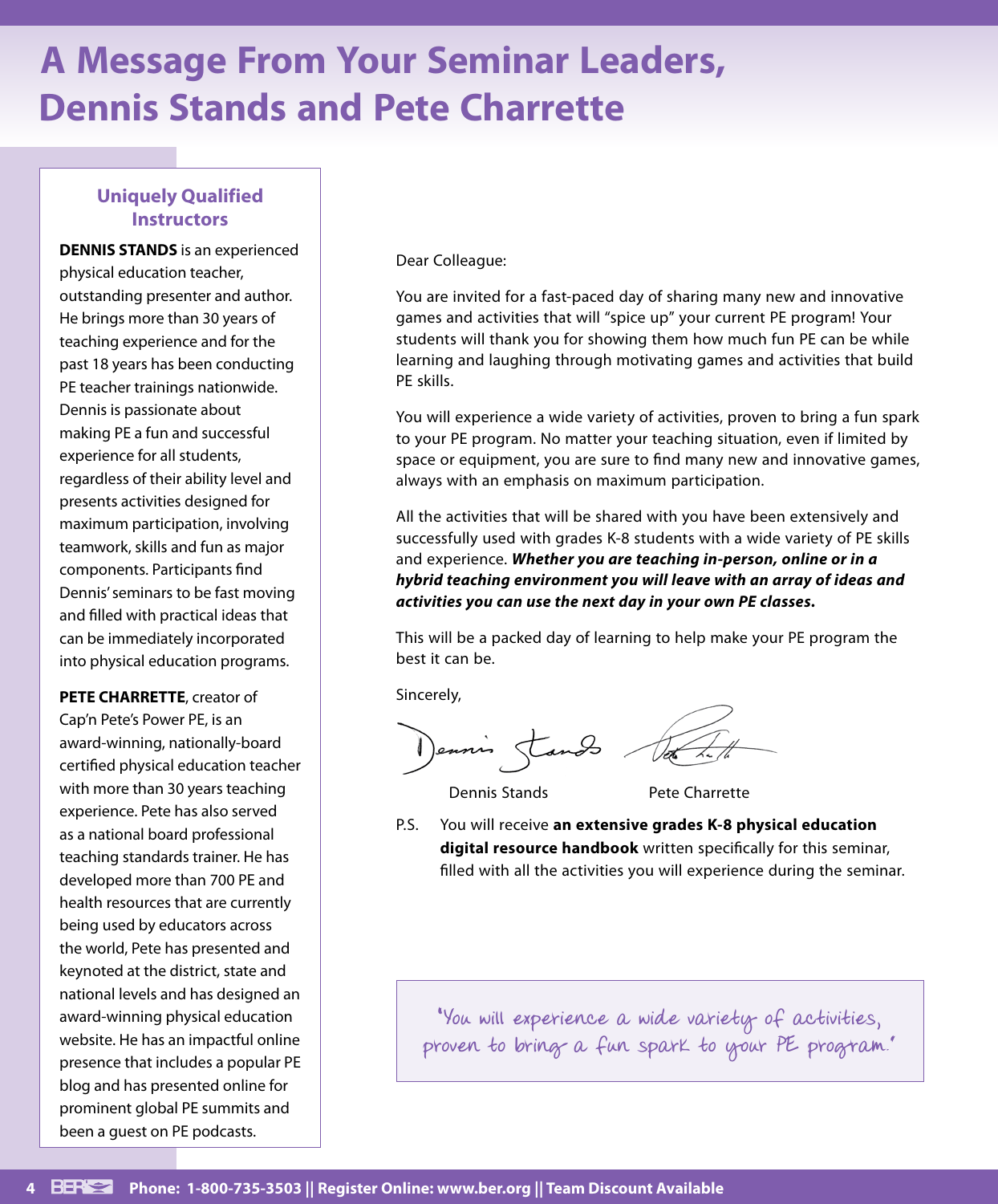# A Message From Your Seminar Leaders, Dennis Stands and Pete Charrette

### Uniquely Qualified Instructors

**DENNIS STANDS** is an experienced physical education teacher, outstanding presenter and author. He brings more than 30 years of teaching experience and for the past 18 years has been conducting PE teacher trainings nationwide. Dennis is passionate about making PE a fun and successful experience for all students, regardless of their ability level and presents activities designed for maximum participation, involving teamwork, skills and fun as major components. Participants find Dennis' seminars to be fast moving and filled with practical ideas that can be immediately incorporated into physical education programs.

**PETE CHARRETTE**, creator of Cap'n Pete's Power PE, is an award-winning, nationally-board certified physical education teacher with more than 30 years teaching experience. Pete has also served as a national board professional teaching standards trainer. He has developed more than 700 PE and health resources that are currently being used by educators across the world, Pete has presented and keynoted at the district, state and national levels and has designed an award-winning physical education website. He has an impactful online presence that includes a popular PE blog and has presented online for prominent global PE summits and been a guest on PE podcasts.

Dear Colleague:

You are invited for a fast-paced day of sharing many new and innovative games and activities that will "spice up" your current PE program! Your students will thank you for showing them how much fun PE can be while learning and laughing through motivating games and activities that build PE skills.

You will experience a wide variety of activities, proven to bring a fun spark to your PE program. No matter your teaching situation, even if limited by space or equipment, you are sure to find many new and innovative games, always with an emphasis on maximum participation.

All the activities that will be shared with you have been extensively and successfully used with grades K-8 students with a wide variety of PE skills and experience. ***Whether you are teaching in-person, online or in a hybrid teaching environment you will leave with an array of ideas and activities you can use the next day in your own PE classes.***

This will be a packed day of learning to help make your PE program the best it can be.

Sincerely,

Dennis Stands    Pete Charrette

P.S. You will receive **an extensive grades K-8 physical education digital resource handbook** written specifically for this seminar, filled with all the activities you will experience during the seminar.

"You will experience a wide variety of activities, proven to bring a fun spark to your PE program."

Phone: 1-800-735-3503 || Register Online: www.ber.org || Team Discount Available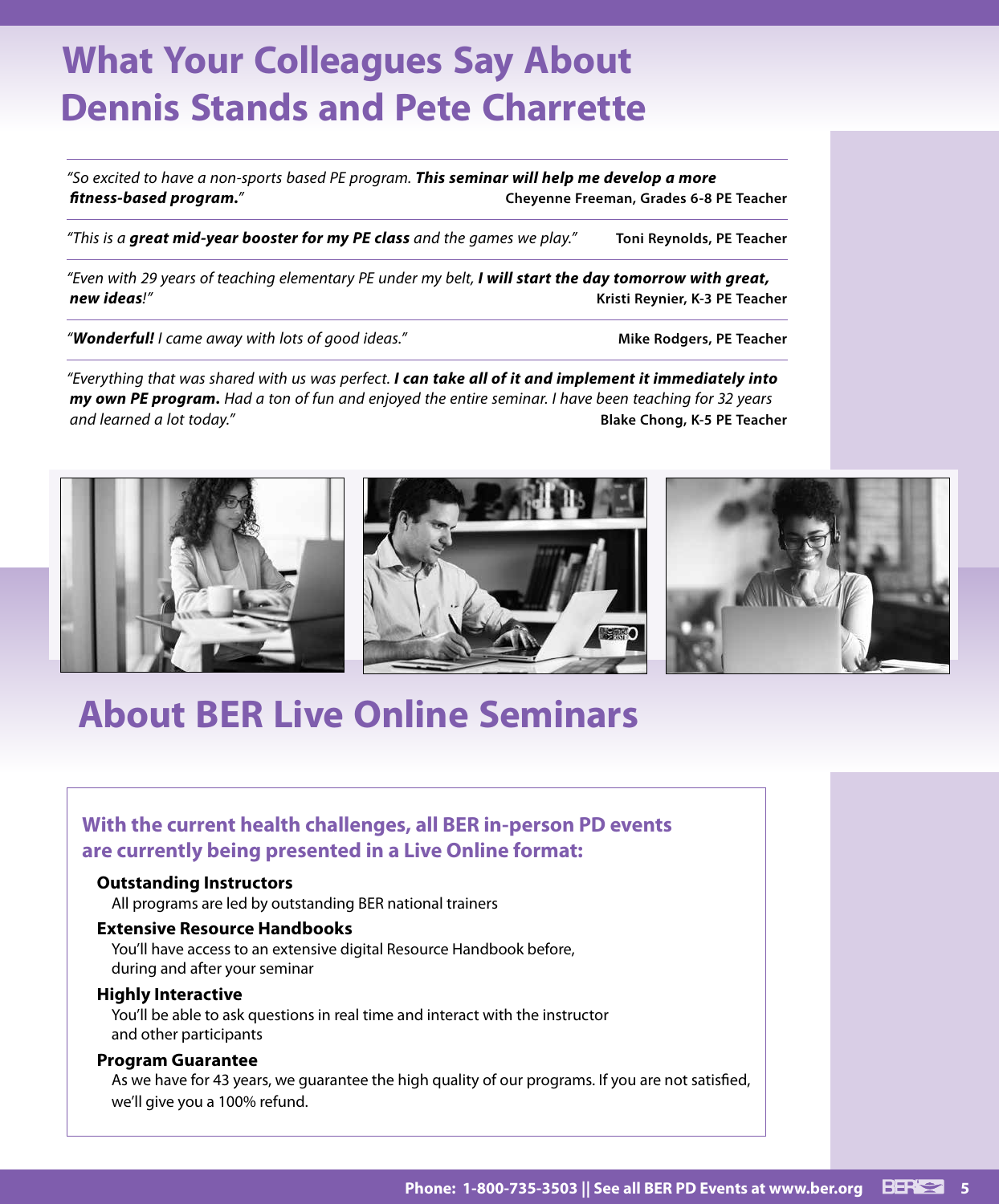# What Your Colleagues Say About Dennis Stands and Pete Charrette

*"So excited to have a non-sports based PE program.* ***This seminar will help me develop a more fitness-based program.****"* **Cheyenne Freeman, Grades 6-8 PE Teacher**

---

*"This is a* ***great mid-year booster for my PE class*** *and the games we play."* **Toni Reynolds, PE Teacher**

---

*"Even with 29 years of teaching elementary PE under my belt,* ***I will start the day tomorrow with great, new ideas****!"* **Kristi Reynier, K-3 PE Teacher**

---

*"****Wonderful!*** *I came away with lots of good ideas."* **Mike Rodgers, PE Teacher**

---

*"Everything that was shared with us was perfect.* ***I can take all of it and implement it immediately into my own PE program.*** *Had a ton of fun and enjoyed the entire seminar. I have been teaching for 32 years and learned a lot today."* **Blake Chong, K-5 PE Teacher**

# About BER Live Online Seminars

### With the current health challenges, all BER in-person PD events are currently being presented in a Live Online format:

**Outstanding Instructors**
All programs are led by outstanding BER national trainers

**Extensive Resource Handbooks**
You'll have access to an extensive digital Resource Handbook before, during and after your seminar

**Highly Interactive**
You'll be able to ask questions in real time and interact with the instructor and other participants

**Program Guarantee**
As we have for 43 years, we guarantee the high quality of our programs. If you are not satisfied, we'll give you a 100% refund.

**Phone: 1-800-735-3503 || See all BER PD Events at www.ber.org**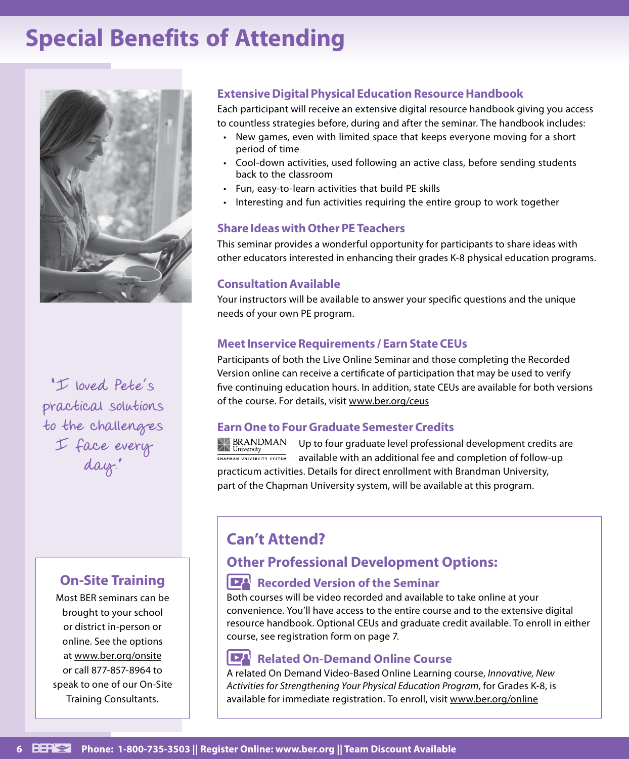# Special Benefits of Attending

### Extensive Digital Physical Education Resource Handbook

Each participant will receive an extensive digital resource handbook giving you access to countless strategies before, during and after the seminar. The handbook includes:

- New games, even with limited space that keeps everyone moving for a short period of time
- Cool-down activities, used following an active class, before sending students back to the classroom
- Fun, easy-to-learn activities that build PE skills
- Interesting and fun activities requiring the entire group to work together

### Share Ideas with Other PE Teachers

This seminar provides a wonderful opportunity for participants to share ideas with other educators interested in enhancing their grades K-8 physical education programs.

### Consultation Available

Your instructors will be available to answer your specific questions and the unique needs of your own PE program.

### Meet Inservice Requirements / Earn State CEUs

Participants of both the Live Online Seminar and those completing the Recorded Version online can receive a certificate of participation that may be used to verify five continuing education hours. In addition, state CEUs are available for both versions of the course. For details, visit www.ber.org/ceus

### Earn One to Four Graduate Semester Credits

BRANDMAN University CHAPMAN UNIVERSITY SYSTEM

Up to four graduate level professional development credits are available with an additional fee and completion of follow-up practicum activities. Details for direct enrollment with Brandman University, part of the Chapman University system, will be available at this program.

"I loved Pete's practical solutions to the challenges I face every day."

## On-Site Training

Most BER seminars can be brought to your school or district in-person or online. See the options at www.ber.org/onsite or call 877-857-8964 to speak to one of our On-Site Training Consultants.

## Can't Attend?

## Other Professional Development Options:

### Recorded Version of the Seminar

Both courses will be video recorded and available to take online at your convenience. You'll have access to the entire course and to the extensive digital resource handbook. Optional CEUs and graduate credit available. To enroll in either course, see registration form on page 7.

### Related On-Demand Online Course

A related On Demand Video-Based Online Learning course, *Innovative, New Activities for Strengthening Your Physical Education Program*, for Grades K-8, is available for immediate registration. To enroll, visit www.ber.org/online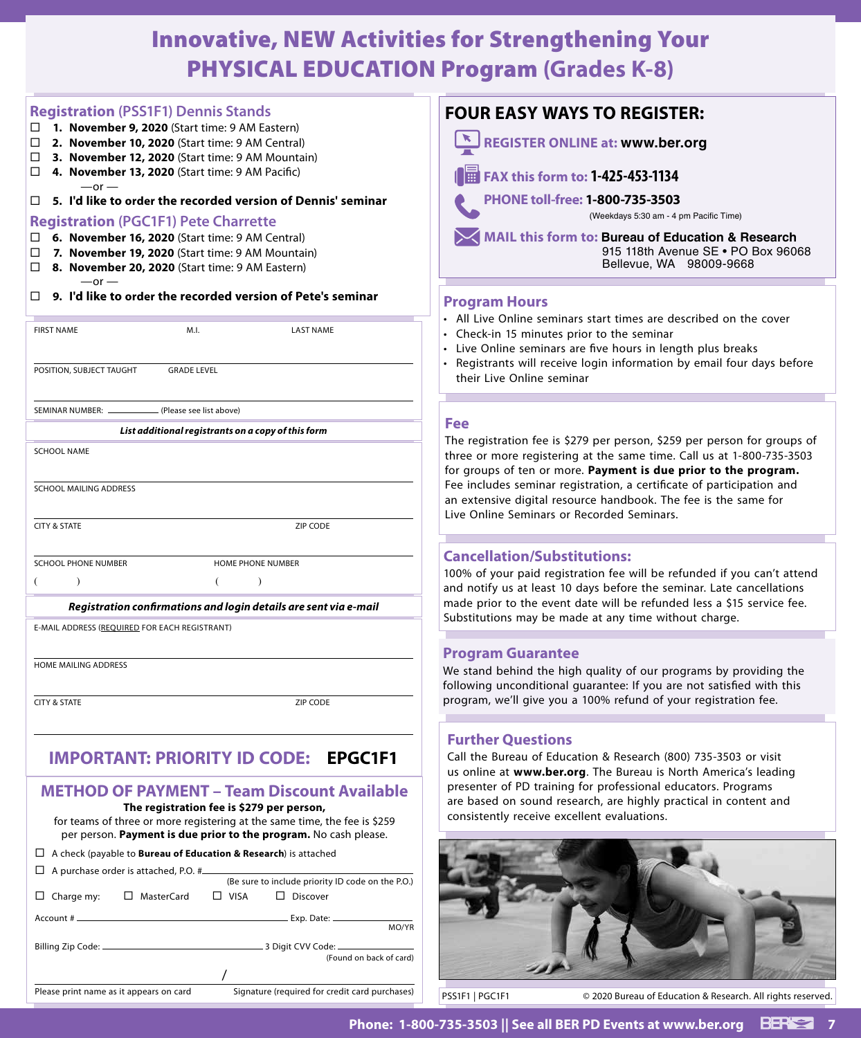# Innovative, NEW Activities for Strengthening Your PHYSICAL EDUCATION Program (Grades K-8)

## Registration (PSS1F1) Dennis Stands

- ☐ **1. November 9, 2020** (Start time: 9 AM Eastern)
- ☐ **2. November 10, 2020** (Start time: 9 AM Central)
- ☐ **3. November 12, 2020** (Start time: 9 AM Mountain)
- ☐ **4. November 13, 2020** (Start time: 9 AM Pacific)

—or —

- ☐ **5. I'd like to order the recorded version of Dennis' seminar**

## Registration (PGC1F1) Pete Charrette

- ☐ **6. November 16, 2020** (Start time: 9 AM Central)
- ☐ **7. November 19, 2020** (Start time: 9 AM Mountain)
- ☐ **8. November 20, 2020** (Start time: 9 AM Eastern)

—or —

- ☐ **9. I'd like to order the recorded version of Pete's seminar**

FIRST NAME | M.I. | LAST NAME

POSITION, SUBJECT TAUGHT | GRADE LEVEL

SEMINAR NUMBER: ________ (Please see list above)

***List additional registrants on a copy of this form***

SCHOOL NAME

SCHOOL MAILING ADDRESS

CITY & STATE | ZIP CODE

SCHOOL PHONE NUMBER ( ) | HOME PHONE NUMBER ( )

***Registration confirmations and login details are sent via e-mail***

E-MAIL ADDRESS (REQUIRED FOR EACH REGISTRANT)

HOME MAILING ADDRESS

CITY & STATE | ZIP CODE

## IMPORTANT: PRIORITY ID CODE: EPGC1F1

## METHOD OF PAYMENT – Team Discount Available

**The registration fee is $279 per person,** for teams of three or more registering at the same time, the fee is $259 per person. **Payment is due prior to the program.** No cash please.

- ☐ A check (payable to **Bureau of Education & Research**) is attached
- ☐ A purchase order is attached, P.O. # ________ (Be sure to include priority ID code on the P.O.)
- ☐ Charge my: ☐ MasterCard ☐ VISA ☐ Discover

Account # ________ Exp. Date: ________ MO/YR

Billing Zip Code: ________ 3 Digit CVV Code: ________ (Found on back of card)

Please print name as it appears on card / Signature (required for credit card purchases)

## FOUR EASY WAYS TO REGISTER:

- **REGISTER ONLINE at: www.ber.org**
- **FAX this form to: 1-425-453-1134**
- **PHONE toll-free: 1-800-735-3503** (Weekdays 5:30 am - 4 pm Pacific Time)
- **MAIL this form to: Bureau of Education & Research**
  915 118th Avenue SE • PO Box 96068
  Bellevue, WA 98009-9668

## Program Hours

- All Live Online seminars start times are described on the cover
- Check-in 15 minutes prior to the seminar
- Live Online seminars are five hours in length plus breaks
- Registrants will receive login information by email four days before their Live Online seminar

## Fee

The registration fee is $279 per person, $259 per person for groups of three or more registering at the same time. Call us at 1-800-735-3503 for groups of ten or more. **Payment is due prior to the program.** Fee includes seminar registration, a certificate of participation and an extensive digital resource handbook. The fee is the same for Live Online Seminars or Recorded Seminars.

## Cancellation/Substitutions:

100% of your paid registration fee will be refunded if you can't attend and notify us at least 10 days before the seminar. Late cancellations made prior to the event date will be refunded less a $15 service fee. Substitutions may be made at any time without charge.

## Program Guarantee

We stand behind the high quality of our programs by providing the following unconditional guarantee: If you are not satisfied with this program, we'll give you a 100% refund of your registration fee.

## Further Questions

Call the Bureau of Education & Research (800) 735-3503 or visit us online at **www.ber.org**. The Bureau is North America's leading presenter of PD training for professional educators. Programs are based on sound research, are highly practical in content and consistently receive excellent evaluations.

PSS1F1 | PGC1F1

© 2020 Bureau of Education & Research. All rights reserved.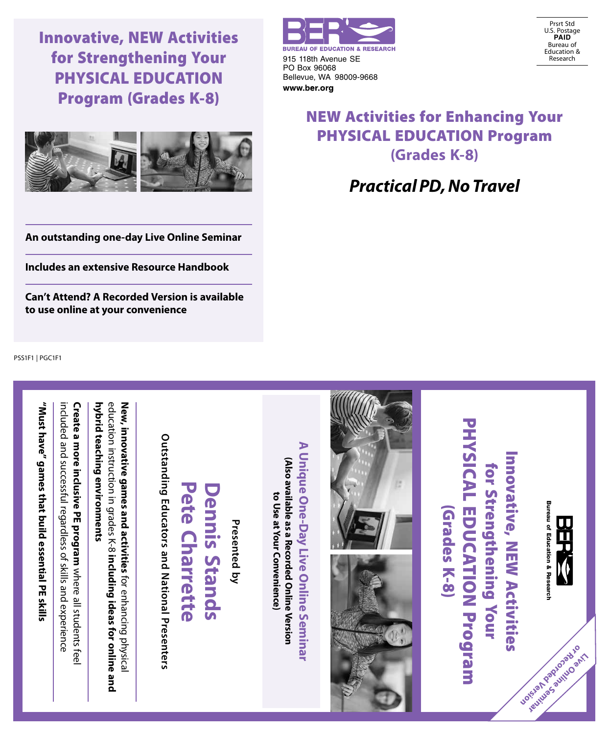# Innovative, NEW Activities for Strengthening Your PHYSICAL EDUCATION Program (Grades K-8)

**An outstanding one-day Live Online Seminar**

**Includes an extensive Resource Handbook**

**Can't Attend? A Recorded Version is available to use online at your convenience**

PSS1F1 | PGC1F1

BER
BUREAU OF EDUCATION & RESEARCH
915 118th Avenue SE
PO Box 96068
Bellevue, WA 98009-9668
**www.ber.org**

Prsrt Std
U.S. Postage
**PAID**
Bureau of Education & Research

## NEW Activities for Enhancing Your PHYSICAL EDUCATION Program (Grades K-8)

### *Practical PD, No Travel*

---

BER Bureau of Education & Research

Live Online Seminar or Recorded Version

# Innovative, NEW Activities for Strengthening Your PHYSICAL EDUCATION Program (Grades K-8)

**A Unique One-Day Live Online Seminar**
**(Also available as a Recorded Online Version to Use at Your Convenience)**

Presented by

## Dennis Stands
## Pete Charrette

Outstanding Educators and National Presenters

**New, innovative games and activities** for enhancing physical education instruction in grades K-8 **including ideas for online and hybrid teaching environments**

**Create a more inclusive PE program** where all students feel included and successful regardless of skills and experience

**"Must have" games that build essential PE skills**